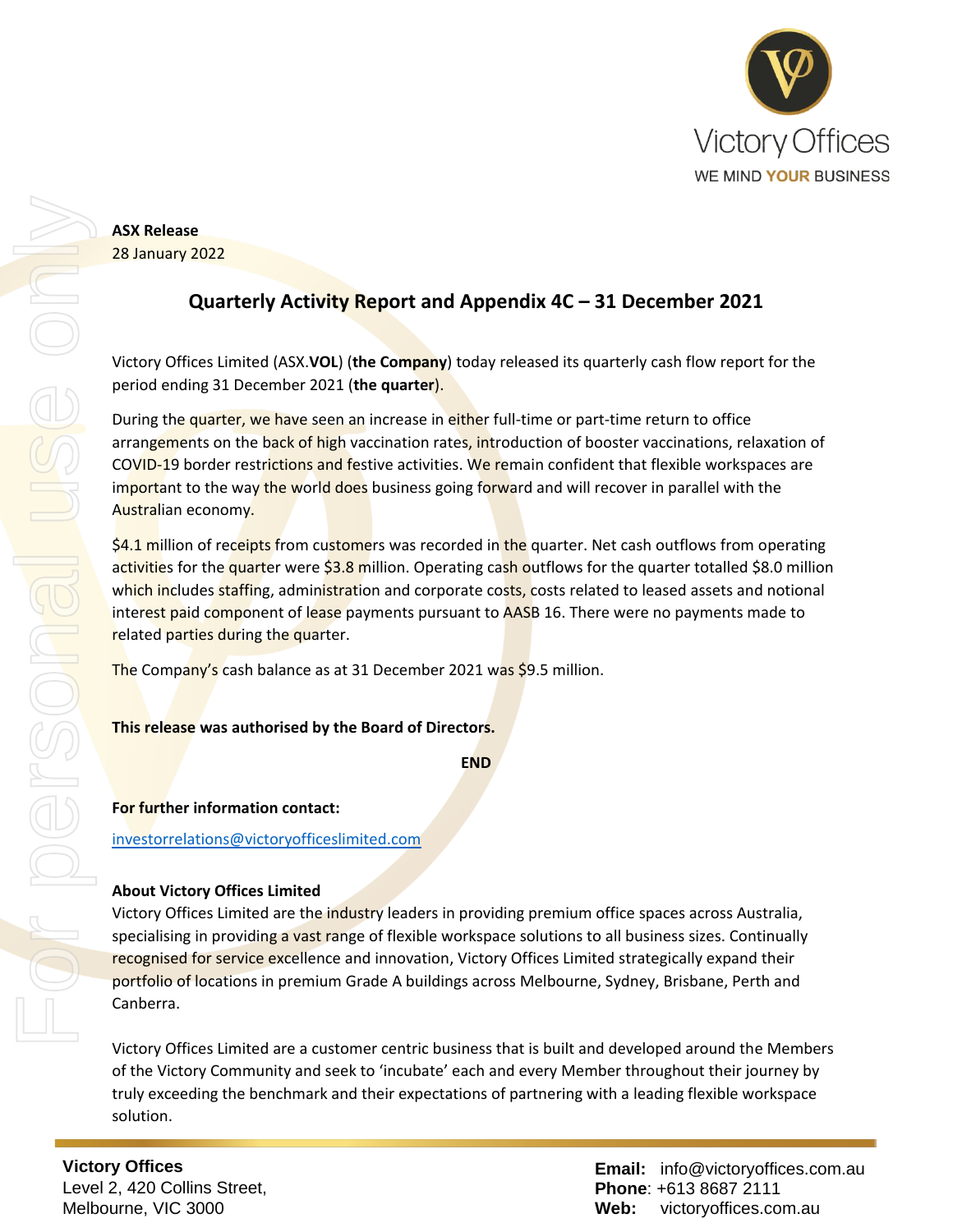**ASX Release**
28 January 2022

## Quarterly Activity Report and Appendix 4C – 31 December 2021

Victory Offices Limited (ASX.**VOL**) (**the Company**) today released its quarterly cash flow report for the period ending 31 December 2021 (**the quarter**).

During the quarter, we have seen an increase in either full-time or part-time return to office arrangements on the back of high vaccination rates, introduction of booster vaccinations, relaxation of COVID-19 border restrictions and festive activities. We remain confident that flexible workspaces are important to the way the world does business going forward and will recover in parallel with the Australian economy.

$4.1 million of receipts from customers was recorded in the quarter. Net cash outflows from operating activities for the quarter were $3.8 million. Operating cash outflows for the quarter totalled $8.0 million which includes staffing, administration and corporate costs, costs related to leased assets and notional interest paid component of lease payments pursuant to AASB 16. There were no payments made to related parties during the quarter.

The Company's cash balance as at 31 December 2021 was $9.5 million.

**This release was authorised by the Board of Directors.**

**END**

**For further information contact:**

investorrelations@victoryofficeslimited.com

**About Victory Offices Limited**
Victory Offices Limited are the industry leaders in providing premium office spaces across Australia, specialising in providing a vast range of flexible workspace solutions to all business sizes. Continually recognised for service excellence and innovation, Victory Offices Limited strategically expand their portfolio of locations in premium Grade A buildings across Melbourne, Sydney, Brisbane, Perth and Canberra.

Victory Offices Limited are a customer centric business that is built and developed around the Members of the Victory Community and seek to 'incubate' each and every Member throughout their journey by truly exceeding the benchmark and their expectations of partnering with a leading flexible workspace solution.

**Victory Offices**
Level 2, 420 Collins Street,
Melbourne, VIC 3000

**Email:** info@victoryoffices.com.au
**Phone**: +613 8687 2111
**Web:** victoryoffices.com.au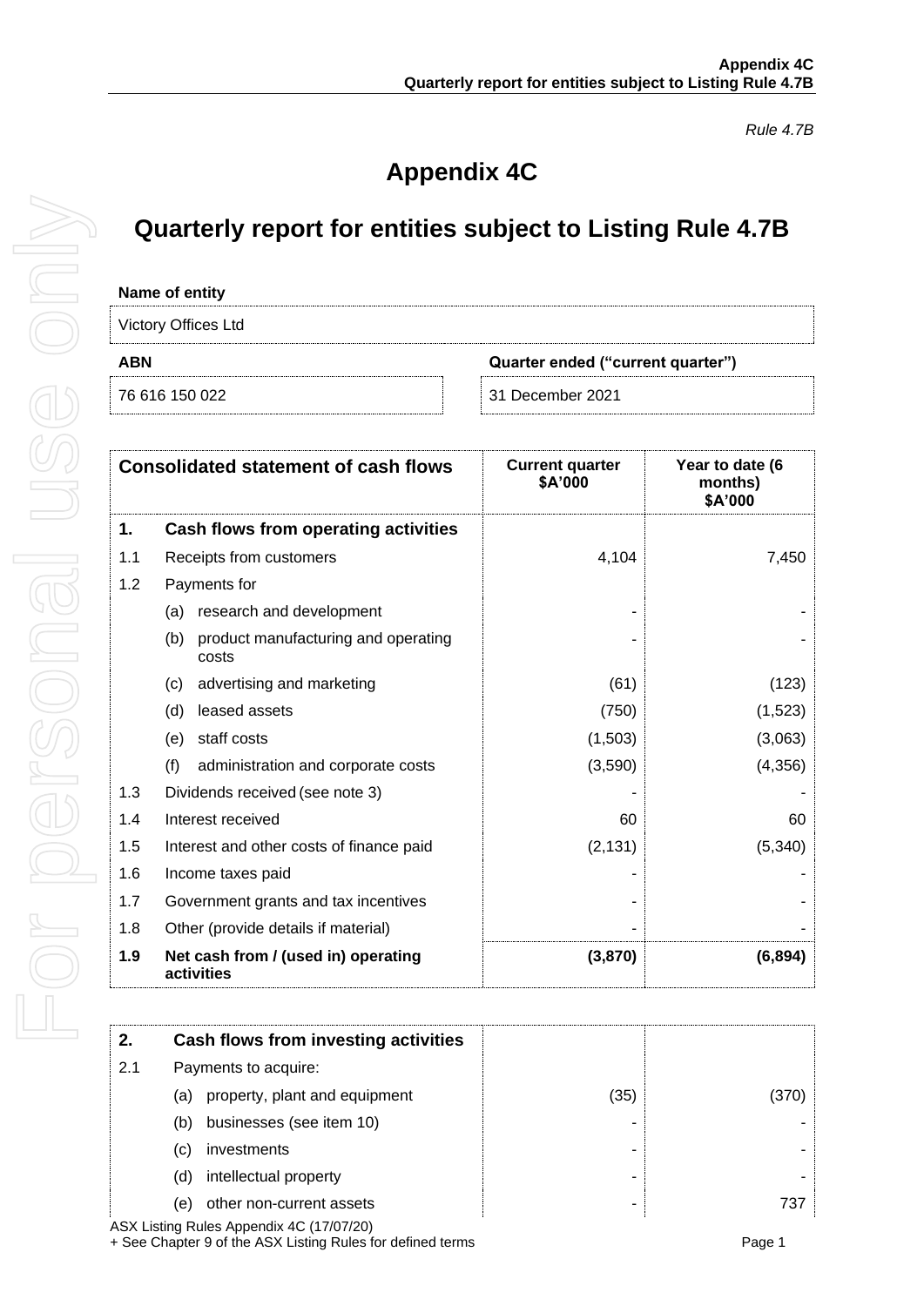*Rule 4.7B*

# Appendix 4C

# Quarterly report for entities subject to Listing Rule 4.7B

**Name of entity**

Victory Offices Ltd

| ABN | Quarter ended ("current quarter") |
|---|---|
| 76 616 150 022 | 31 December 2021 |

| | Consolidated statement of cash flows | Current quarter $A'000 | Year to date (6 months) $A'000 |
|---|---|---|---|
| **1.** | **Cash flows from operating activities** | | |
| 1.1 | Receipts from customers | 4,104 | 7,450 |
| 1.2 | Payments for | | |
| | (a) research and development | - | - |
| | (b) product manufacturing and operating costs | - | - |
| | (c) advertising and marketing | (61) | (123) |
| | (d) leased assets | (750) | (1,523) |
| | (e) staff costs | (1,503) | (3,063) |
| | (f) administration and corporate costs | (3,590) | (4,356) |
| 1.3 | Dividends received (see note 3) | - | - |
| 1.4 | Interest received | 60 | 60 |
| 1.5 | Interest and other costs of finance paid | (2,131) | (5,340) |
| 1.6 | Income taxes paid | - | - |
| 1.7 | Government grants and tax incentives | - | - |
| 1.8 | Other (provide details if material) | - | - |
| **1.9** | **Net cash from / (used in) operating activities** | **(3,870)** | **(6,894)** |

| | | | |
|---|---|---|---|
| **2.** | **Cash flows from investing activities** | | |
| 2.1 | Payments to acquire: | | |
| | (a) property, plant and equipment | (35) | (370) |
| | (b) businesses (see item 10) | - | - |
| | (c) investments | - | - |
| | (d) intellectual property | - | - |
| | (e) other non-current assets | - | 737 |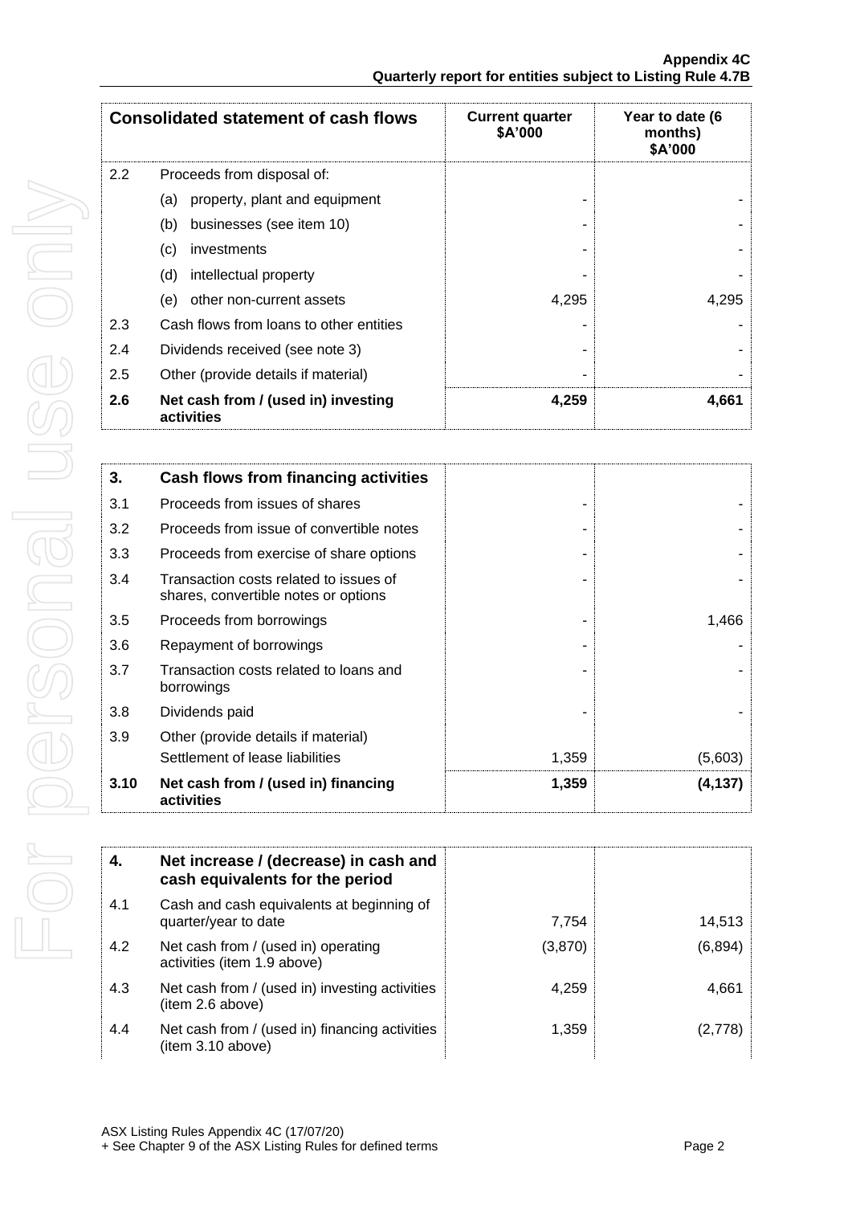| Consolidated statement of cash flows | | Current quarter $A'000 | Year to date (6 months) $A'000 |
|---|---|---|---|
| 2.2 | Proceeds from disposal of: | | |
| | (a) property, plant and equipment | - | - |
| | (b) businesses (see item 10) | - | - |
| | (c) investments | - | - |
| | (d) intellectual property | - | - |
| | (e) other non-current assets | 4,295 | 4,295 |
| 2.3 | Cash flows from loans to other entities | - | - |
| 2.4 | Dividends received (see note 3) | - | - |
| 2.5 | Other (provide details if material) | - | - |
| **2.6** | **Net cash from / (used in) investing activities** | **4,259** | **4,661** |

| **3.** | **Cash flows from financing activities** | | |
|---|---|---|---|
| 3.1 | Proceeds from issues of shares | - | - |
| 3.2 | Proceeds from issue of convertible notes | - | - |
| 3.3 | Proceeds from exercise of share options | - | - |
| 3.4 | Transaction costs related to issues of shares, convertible notes or options | - | - |
| 3.5 | Proceeds from borrowings | - | 1,466 |
| 3.6 | Repayment of borrowings | - | - |
| 3.7 | Transaction costs related to loans and borrowings | - | - |
| 3.8 | Dividends paid | - | - |
| 3.9 | Other (provide details if material)<br>Settlement of lease liabilities | 1,359 | (5,603) |
| **3.10** | **Net cash from / (used in) financing activities** | **1,359** | **(4,137)** |

| **4.** | **Net increase / (decrease) in cash and cash equivalents for the period** | | |
|---|---|---|---|
| 4.1 | Cash and cash equivalents at beginning of quarter/year to date | 7,754 | 14,513 |
| 4.2 | Net cash from / (used in) operating activities (item 1.9 above) | (3,870) | (6,894) |
| 4.3 | Net cash from / (used in) investing activities (item 2.6 above) | 4,259 | 4,661 |
| 4.4 | Net cash from / (used in) financing activities (item 3.10 above) | 1,359 | (2,778) |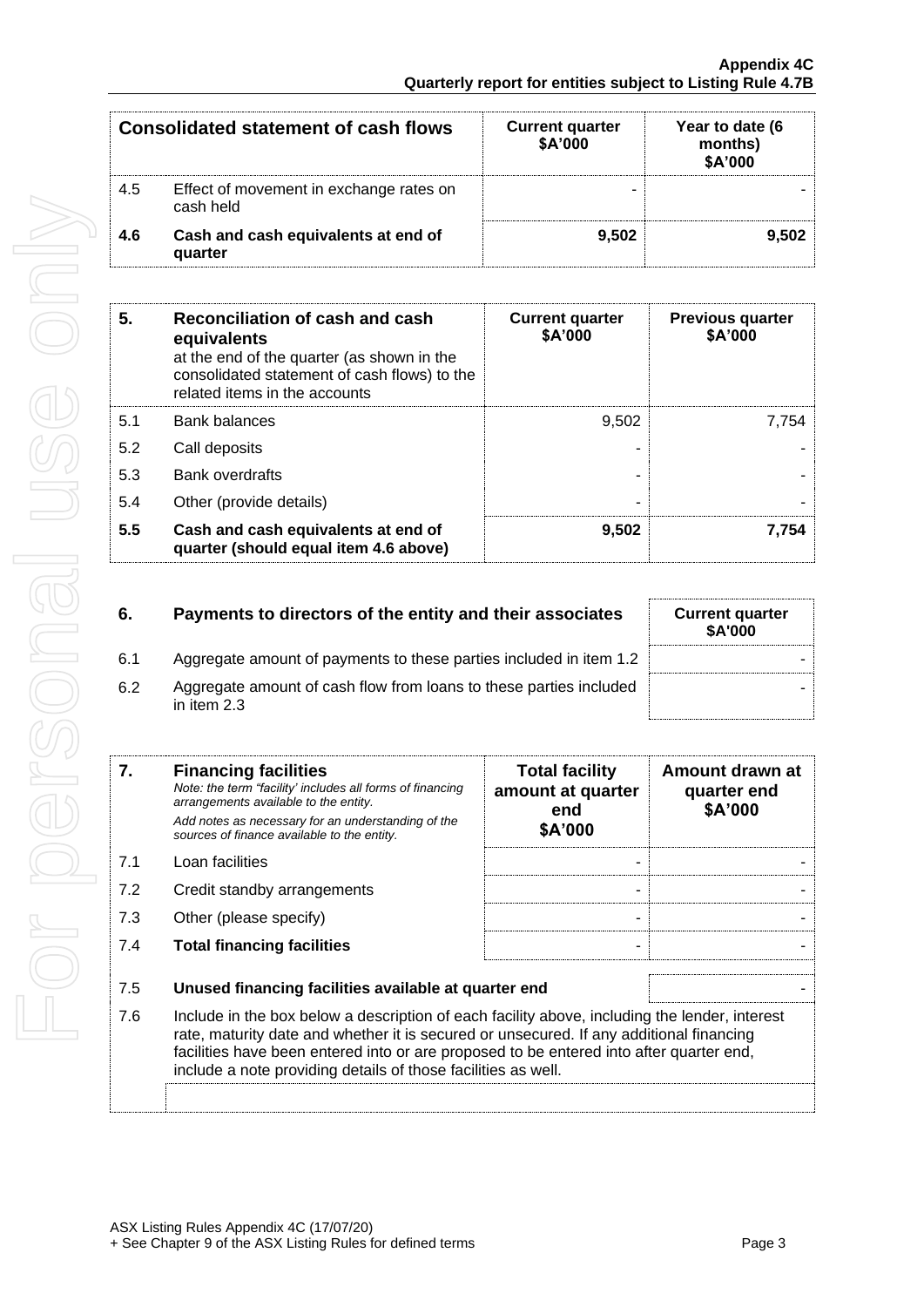| Consolidated statement of cash flows | | Current quarter $A'000 | Year to date (6 months) $A'000 |
|---|---|---|---|
| 4.5 | Effect of movement in exchange rates on cash held | - | - |
| **4.6** | **Cash and cash equivalents at end of quarter** | **9,502** | **9,502** |

| **5.** | **Reconciliation of cash and cash equivalents** at the end of the quarter (as shown in the consolidated statement of cash flows) to the related items in the accounts | **Current quarter $A'000** | **Previous quarter $A'000** |
|---|---|---|---|
| 5.1 | Bank balances | 9,502 | 7,754 |
| 5.2 | Call deposits | - | - |
| 5.3 | Bank overdrafts | - | - |
| 5.4 | Other (provide details) | - | - |
| **5.5** | **Cash and cash equivalents at end of quarter (should equal item 4.6 above)** | **9,502** | **7,754** |

| **6.** | **Payments to directors of the entity and their associates** | **Current quarter $A'000** |
|---|---|---|
| 6.1 | Aggregate amount of payments to these parties included in item 1.2 | - |
| 6.2 | Aggregate amount of cash flow from loans to these parties included in item 2.3 | - |

| **7.** | **Financing facilities** *Note: the term "facility' includes all forms of financing arrangements available to the entity.* *Add notes as necessary for an understanding of the sources of finance available to the entity.* | **Total facility amount at quarter end $A'000** | **Amount drawn at quarter end $A'000** |
|---|---|---|---|
| 7.1 | Loan facilities | - | - |
| 7.2 | Credit standby arrangements | - | - |
| 7.3 | Other (please specify) | - | - |
| 7.4 | **Total financing facilities** | - | - |

| 7.5 | **Unused financing facilities available at quarter end** | - |
|---|---|---|

7.6 Include in the box below a description of each facility above, including the lender, interest rate, maturity date and whether it is secured or unsecured. If any additional financing facilities have been entered into or are proposed to be entered into after quarter end, include a note providing details of those facilities as well.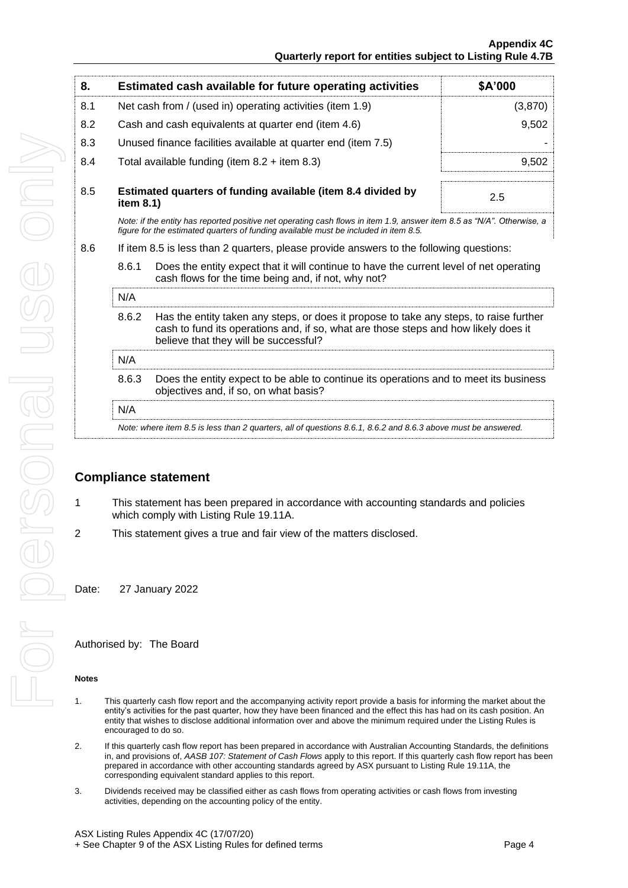| 8. | Estimated cash available for future operating activities | $A'000 |
|---|---|---|
| 8.1 | Net cash from / (used in) operating activities (item 1.9) | (3,870) |
| 8.2 | Cash and cash equivalents at quarter end (item 4.6) | 9,502 |
| 8.3 | Unused finance facilities available at quarter end (item 7.5) | - |
| 8.4 | Total available funding (item 8.2 + item 8.3) | 9,502 |
| 8.5 | **Estimated quarters of funding available (item 8.4 divided by item 8.1)** | 2.5 |

*Note: if the entity has reported positive net operating cash flows in item 1.9, answer item 8.5 as "N/A". Otherwise, a figure for the estimated quarters of funding available must be included in item 8.5.*

8.6 If item 8.5 is less than 2 quarters, please provide answers to the following questions:

8.6.1 Does the entity expect that it will continue to have the current level of net operating cash flows for the time being and, if not, why not?

N/A

8.6.2 Has the entity taken any steps, or does it propose to take any steps, to raise further cash to fund its operations and, if so, what are those steps and how likely does it believe that they will be successful?

N/A

8.6.3 Does the entity expect to be able to continue its operations and to meet its business objectives and, if so, on what basis?

N/A

*Note: where item 8.5 is less than 2 quarters, all of questions 8.6.1, 8.6.2 and 8.6.3 above must be answered.*

## Compliance statement

1. This statement has been prepared in accordance with accounting standards and policies which comply with Listing Rule 19.11A.
2. This statement gives a true and fair view of the matters disclosed.

Date: 27 January 2022

Authorised by: The Board

#### Notes

1. This quarterly cash flow report and the accompanying activity report provide a basis for informing the market about the entity's activities for the past quarter, how they have been financed and the effect this has had on its cash position. An entity that wishes to disclose additional information over and above the minimum required under the Listing Rules is encouraged to do so.
2. If this quarterly cash flow report has been prepared in accordance with Australian Accounting Standards, the definitions in, and provisions of, *AASB 107: Statement of Cash Flows* apply to this report. If this quarterly cash flow report has been prepared in accordance with other accounting standards agreed by ASX pursuant to Listing Rule 19.11A, the corresponding equivalent standard applies to this report.
3. Dividends received may be classified either as cash flows from operating activities or cash flows from investing activities, depending on the accounting policy of the entity.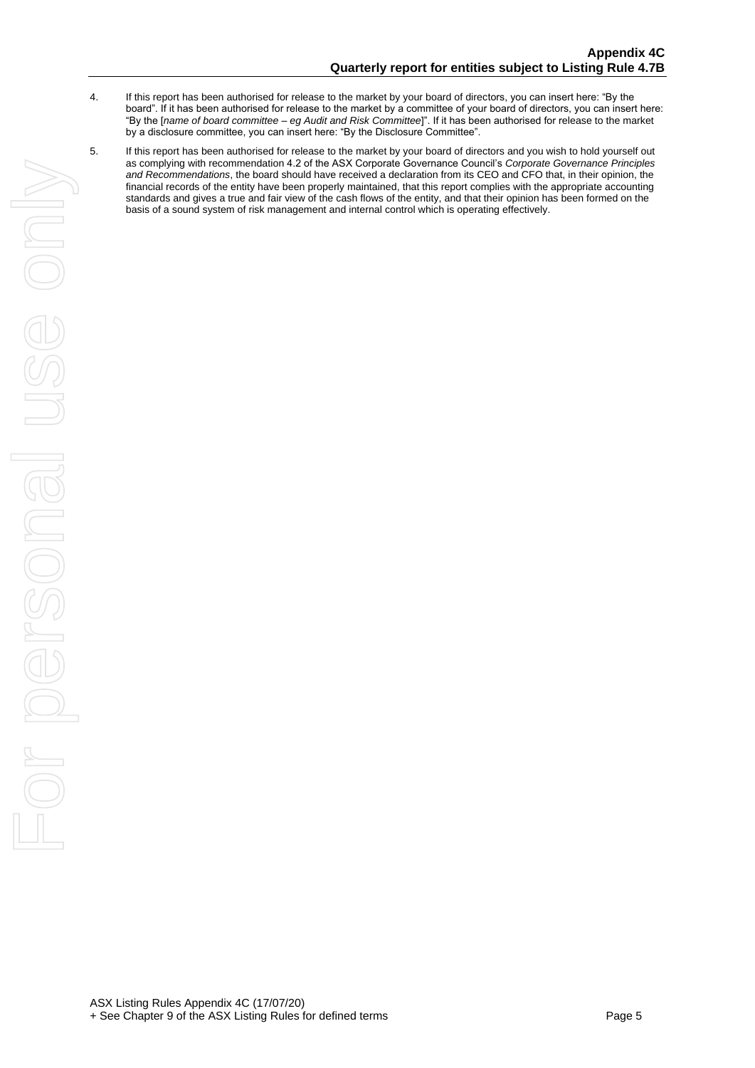4. If this report has been authorised for release to the market by your board of directors, you can insert here: "By the board". If it has been authorised for release to the market by a committee of your board of directors, you can insert here: "By the [*name of board committee – eg Audit and Risk Committee*]". If it has been authorised for release to the market by a disclosure committee, you can insert here: "By the Disclosure Committee".

5. If this report has been authorised for release to the market by your board of directors and you wish to hold yourself out as complying with recommendation 4.2 of the ASX Corporate Governance Council's *Corporate Governance Principles and Recommendations*, the board should have received a declaration from its CEO and CFO that, in their opinion, the financial records of the entity have been properly maintained, that this report complies with the appropriate accounting standards and gives a true and fair view of the cash flows of the entity, and that their opinion has been formed on the basis of a sound system of risk management and internal control which is operating effectively.